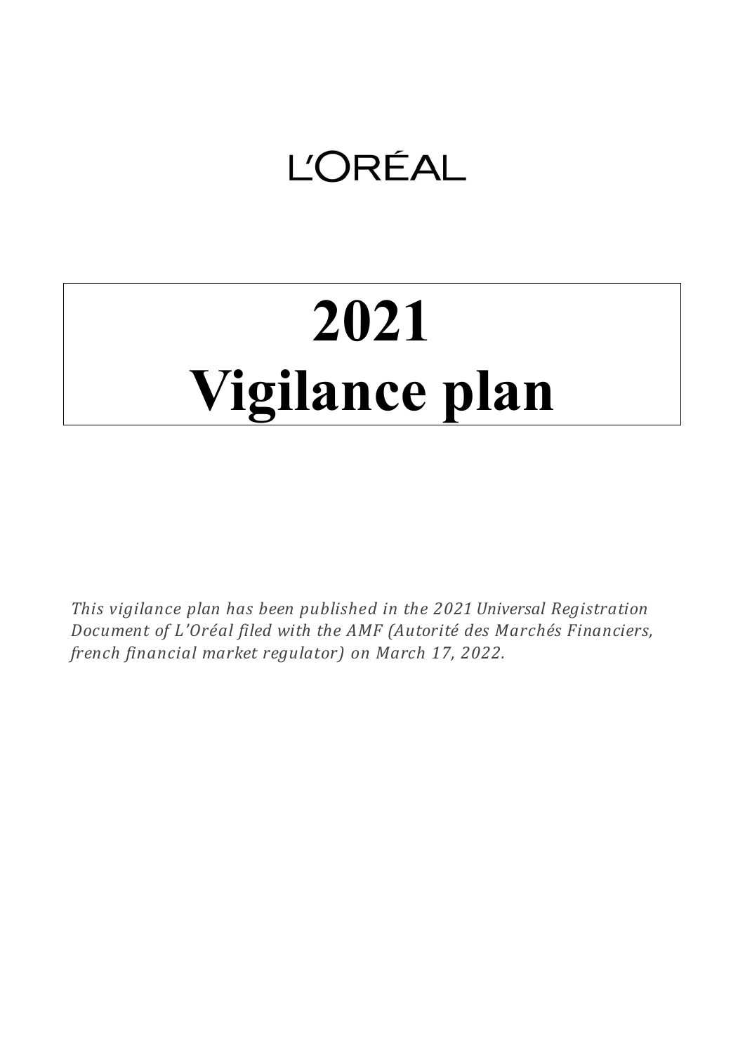L'ORÉAL

# 2021 Vigilance plan

*This vigilance plan has been published in the 2021 Universal Registration Document of L'Oréal filed with the AMF (Autorité des Marchés Financiers, french financial market regulator) on March 17, 2022.*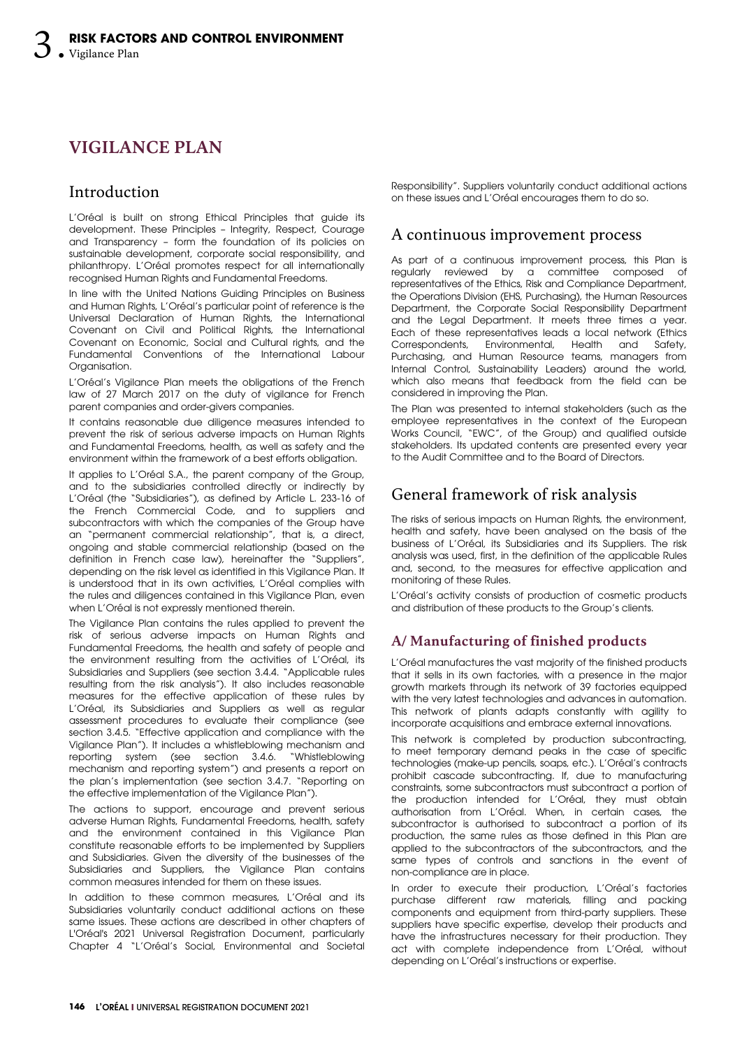# VIGILANCE PLAN

## Introduction

L'Oréal is built on strong Ethical Principles that guide its development. These Principles – Integrity, Respect, Courage and Transparency – form the foundation of its policies on sustainable development, corporate social responsibility, and philanthropy. L'Oréal promotes respect for all internationally recognised Human Rights and Fundamental Freedoms.

In line with the United Nations Guiding Principles on Business and Human Rights, L'Oréal's particular point of reference is the Universal Declaration of Human Rights, the International Covenant on Civil and Political Rights, the International Covenant on Economic, Social and Cultural rights, and the Fundamental Conventions of the International Labour Organisation.

L'Oréal's Vigilance Plan meets the obligations of the French law of 27 March 2017 on the duty of vigilance for French parent companies and order-givers companies.

It contains reasonable due diligence measures intended to prevent the risk of serious adverse impacts on Human Rights and Fundamental Freedoms, health, as well as safety and the environment within the framework of a best efforts obligation.

It applies to L'Oréal S.A., the parent company of the Group, and to the subsidiaries controlled directly or indirectly by L'Oréal (the "Subsidiaries"), as defined by Article L. 233-16 of the French Commercial Code, and to suppliers and subcontractors with which the companies of the Group have an "permanent commercial relationship", that is, a direct, ongoing and stable commercial relationship (based on the definition in French case law), hereinafter the "Suppliers", depending on the risk level as identified in this Vigilance Plan. It is understood that in its own activities, L'Oréal complies with the rules and diligences contained in this Vigilance Plan, even when L'Oréal is not expressly mentioned therein.

The Vigilance Plan contains the rules applied to prevent the risk of serious adverse impacts on Human Rights and Fundamental Freedoms, the health and safety of people and the environment resulting from the activities of L'Oréal, its Subsidiaries and Suppliers (see section 3.4.4. "Applicable rules resulting from the risk analysis"). It also includes reasonable measures for the effective application of these rules by L'Oréal, its Subsidiaries and Suppliers as well as regular assessment procedures to evaluate their compliance (see section 3.4.5. "Effective application and compliance with the Vigilance Plan"). It includes a whistleblowing mechanism and reporting system (see section 3.4.6. "Whistleblowing mechanism and reporting system") and presents a report on the plan's implementation (see section 3.4.7. "Reporting on the effective implementation of the Vigilance Plan").

The actions to support, encourage and prevent serious adverse Human Rights, Fundamental Freedoms, health, safety and the environment contained in this Vigilance Plan constitute reasonable efforts to be implemented by Suppliers and Subsidiaries. Given the diversity of the businesses of the Subsidiaries and Suppliers, the Vigilance Plan contains common measures intended for them on these issues.

In addition to these common measures, L'Oréal and its Subsidiaries voluntarily conduct additional actions on these same issues. These actions are described in other chapters of L'Oréal's 2021 Universal Registration Document, particularly Chapter 4 "L'Oréal's Social, Environmental and Societal Responsibility". Suppliers voluntarily conduct additional actions on these issues and L'Oréal encourages them to do so.

## A continuous improvement process

As part of a continuous improvement process, this Plan is regularly reviewed by a committee composed of representatives of the Ethics, Risk and Compliance Department, the Operations Division (EHS, Purchasing), the Human Resources Department, the Corporate Social Responsibility Department and the Legal Department. It meets three times a year. Each of these representatives leads a local network (Ethics Correspondents, Environmental, Health and Safety, Purchasing, and Human Resource teams, managers from Internal Control, Sustainability Leaders) around the world, which also means that feedback from the field can be considered in improving the Plan.

The Plan was presented to internal stakeholders (such as the employee representatives in the context of the European Works Council, "EWC", of the Group) and qualified outside stakeholders. Its updated contents are presented every year to the Audit Committee and to the Board of Directors.

## General framework of risk analysis

The risks of serious impacts on Human Rights, the environment, health and safety, have been analysed on the basis of the business of L'Oréal, its Subsidiaries and its Suppliers. The risk analysis was used, first, in the definition of the applicable Rules and, second, to the measures for effective application and monitoring of these Rules.

L'Oréal's activity consists of production of cosmetic products and distribution of these products to the Group's clients.

### A/ Manufacturing of finished products

L'Oréal manufactures the vast majority of the finished products that it sells in its own factories, with a presence in the major growth markets through its network of 39 factories equipped with the very latest technologies and advances in automation. This network of plants adapts constantly with agility to incorporate acquisitions and embrace external innovations.

This network is completed by production subcontracting, to meet temporary demand peaks in the case of specific technologies (make-up pencils, soaps, etc.). L'Oréal's contracts prohibit cascade subcontracting. If, due to manufacturing constraints, some subcontractors must subcontract a portion of the production intended for L'Oréal, they must obtain authorisation from L'Oréal. When, in certain cases, the subcontractor is authorised to subcontract a portion of its production, the same rules as those defined in this Plan are applied to the subcontractors of the subcontractors, and the same types of controls and sanctions in the event of non-compliance are in place.

In order to execute their production, L'Oréal's factories purchase different raw materials, filling and packing components and equipment from third-party suppliers. These suppliers have specific expertise, develop their products and have the infrastructures necessary for their production. They act with complete independence from L'Oréal, without depending on L'Oréal's instructions or expertise.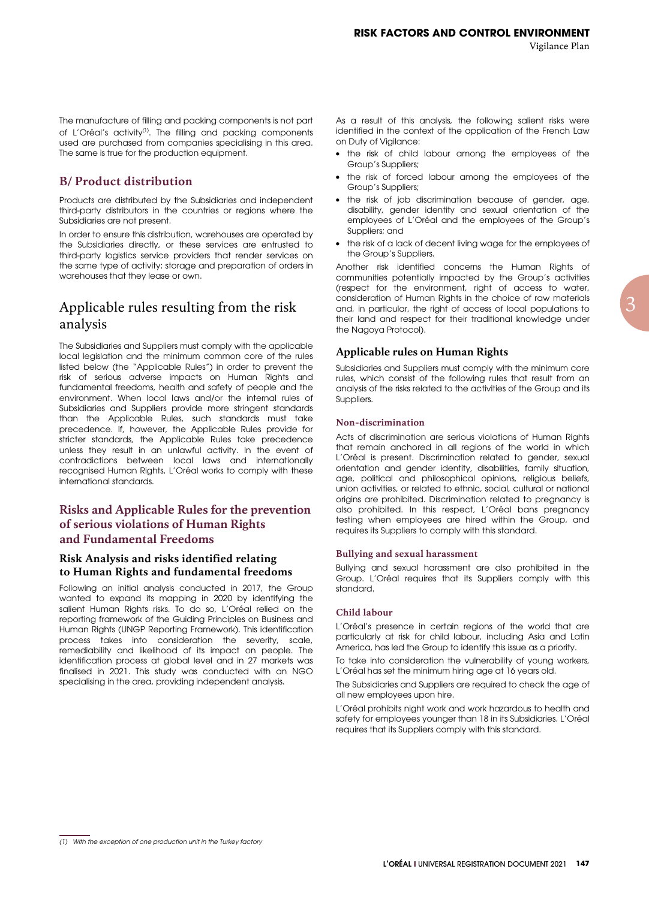The manufacture of filling and packing components is not part of L'Oréal's activity[(1)]. The filling and packing components used are purchased from companies specialising in this area. The same is true for the production equipment.

### B/ Product distribution

Products are distributed by the Subsidiaries and independent third-party distributors in the countries or regions where the Subsidiaries are not present.

In order to ensure this distribution, warehouses are operated by the Subsidiaries directly, or these services are entrusted to third-party logistics service providers that render services on the same type of activity: storage and preparation of orders in warehouses that they lease or own.

## Applicable rules resulting from the risk analysis

The Subsidiaries and Suppliers must comply with the applicable local legislation and the minimum common core of the rules listed below (the "Applicable Rules") in order to prevent the risk of serious adverse impacts on Human Rights and fundamental freedoms, health and safety of people and the environment. When local laws and/or the internal rules of Subsidiaries and Suppliers provide more stringent standards than the Applicable Rules, such standards must take precedence. If, however, the Applicable Rules provide for stricter standards, the Applicable Rules take precedence unless they result in an unlawful activity. In the event of contradictions between local laws and internationally recognised Human Rights, L'Oréal works to comply with these international standards.

### Risks and Applicable Rules for the prevention of serious violations of Human Rights and Fundamental Freedoms

#### Risk Analysis and risks identified relating to Human Rights and fundamental freedoms

Following an initial analysis conducted in 2017, the Group wanted to expand its mapping in 2020 by identifying the salient Human Rights risks. To do so, L'Oréal relied on the reporting framework of the Guiding Principles on Business and Human Rights (UNGP Reporting Framework). This identification process takes into consideration the severity, scale, remediability and likelihood of its impact on people. The identification process at global level and in 27 markets was finalised in 2021. This study was conducted with an NGO specialising in the area, providing independent analysis.

As a result of this analysis, the following salient risks were identified in the context of the application of the French Law on Duty of Vigilance:

- the risk of child labour among the employees of the Group's Suppliers;
- the risk of forced labour among the employees of the Group's Suppliers;
- the risk of job discrimination because of gender, age, disability, gender identity and sexual orientation of the employees of L'Oréal and the employees of the Group's Suppliers; and
- the risk of a lack of decent living wage for the employees of the Group's Suppliers.

Another risk identified concerns the Human Rights of communities potentially impacted by the Group's activities (respect for the environment, right of access to water, consideration of Human Rights in the choice of raw materials and, in particular, the right of access of local populations to their land and respect for their traditional knowledge under the Nagoya Protocol).

#### Applicable rules on Human Rights

Subsidiaries and Suppliers must comply with the minimum core rules, which consist of the following rules that result from an analysis of the risks related to the activities of the Group and its Suppliers.

##### Non-discrimination

Acts of discrimination are serious violations of Human Rights that remain anchored in all regions of the world in which L'Oréal is present. Discrimination related to gender, sexual orientation and gender identity, disabilities, family situation, age, political and philosophical opinions, religious beliefs, union activities, or related to ethnic, social, cultural or national origins are prohibited. Discrimination related to pregnancy is also prohibited. In this respect, L'Oréal bans pregnancy testing when employees are hired within the Group, and requires its Suppliers to comply with this standard.

##### Bullying and sexual harassment

Bullying and sexual harassment are also prohibited in the Group. L'Oréal requires that its Suppliers comply with this standard.

##### Child labour

L'Oréal's presence in certain regions of the world that are particularly at risk for child labour, including Asia and Latin America, has led the Group to identify this issue as a priority.

To take into consideration the vulnerability of young workers, L'Oréal has set the minimum hiring age at 16 years old.

The Subsidiaries and Suppliers are required to check the age of all new employees upon hire.

L'Oréal prohibits night work and work hazardous to health and safety for employees younger than 18 in its Subsidiaries. L'Oréal requires that its Suppliers comply with this standard.

---

*(1) With the exception of one production unit in the Turkey factory*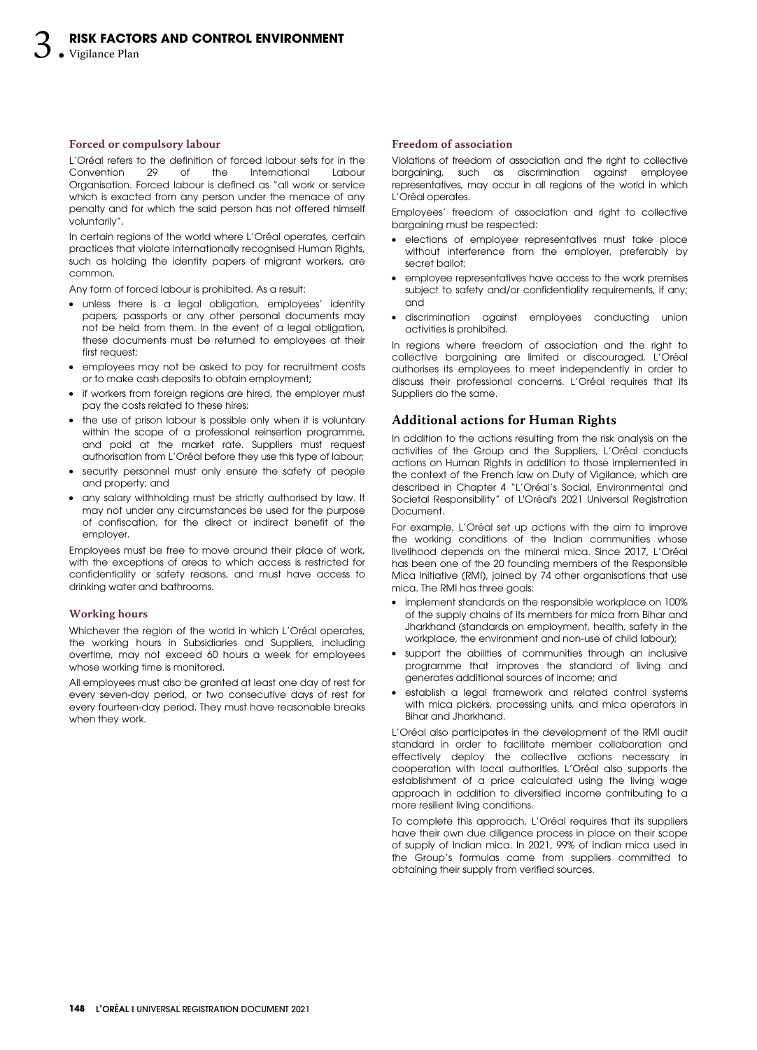#### Forced or compulsory labour

L'Oréal refers to the definition of forced labour sets for in the Convention 29 of the International Labour Organisation. Forced labour is defined as "all work or service which is exacted from any person under the menace of any penalty and for which the said person has not offered himself voluntarily".

In certain regions of the world where L'Oréal operates, certain practices that violate internationally recognised Human Rights, such as holding the identity papers of migrant workers, are common.

Any form of forced labour is prohibited. As a result:

- unless there is a legal obligation, employees' identity papers, passports or any other personal documents may not be held from them. In the event of a legal obligation, these documents must be returned to employees at their first request;
- employees may not be asked to pay for recruitment costs or to make cash deposits to obtain employment;
- if workers from foreign regions are hired, the employer must pay the costs related to these hires;
- the use of prison labour is possible only when it is voluntary within the scope of a professional reinsertion programme, and paid at the market rate. Suppliers must request authorisation from L'Oréal before they use this type of labour;
- security personnel must only ensure the safety of people and property; and
- any salary withholding must be strictly authorised by law. It may not under any circumstances be used for the purpose of confiscation, for the direct or indirect benefit of the employer.

Employees must be free to move around their place of work, with the exceptions of areas to which access is restricted for confidentiality or safety reasons, and must have access to drinking water and bathrooms.

#### Working hours

Whichever the region of the world in which L'Oréal operates, the working hours in Subsidiaries and Suppliers, including overtime, may not exceed 60 hours a week for employees whose working time is monitored.

All employees must also be granted at least one day of rest for every seven-day period, or two consecutive days of rest for every fourteen-day period. They must have reasonable breaks when they work.

#### Freedom of association

Violations of freedom of association and the right to collective bargaining, such as discrimination against employee representatives, may occur in all regions of the world in which L'Oréal operates.

Employees' freedom of association and right to collective bargaining must be respected:

- elections of employee representatives must take place without interference from the employer, preferably by secret ballot;
- employee representatives have access to the work premises subject to safety and/or confidentiality requirements, if any; and
- discrimination against employees conducting union activities is prohibited.

In regions where freedom of association and the right to collective bargaining are limited or discouraged, L'Oréal authorises its employees to meet independently in order to discuss their professional concerns. L'Oréal requires that its Suppliers do the same.

### Additional actions for Human Rights

In addition to the actions resulting from the risk analysis on the activities of the Group and the Suppliers, L'Oréal conducts actions on Human Rights in addition to those implemented in the context of the French law on Duty of Vigilance, which are described in Chapter 4 "L'Oréal's Social, Environmental and Societal Responsibility" of L'Oréal's 2021 Universal Registration Document.

For example, L'Oréal set up actions with the aim to improve the working conditions of the Indian communities whose livelihood depends on the mineral mica. Since 2017, L'Oréal has been one of the 20 founding members of the Responsible Mica Initiative (RMI), joined by 74 other organisations that use mica. The RMI has three goals:

- implement standards on the responsible workplace on 100% of the supply chains of its members for mica from Bihar and Jharkhand (standards on employment, health, safety in the workplace, the environment and non-use of child labour);
- support the abilities of communities through an inclusive programme that improves the standard of living and generates additional sources of income; and
- establish a legal framework and related control systems with mica pickers, processing units, and mica operators in Bihar and Jharkhand.

L'Oréal also participates in the development of the RMI audit standard in order to facilitate member collaboration and effectively deploy the collective actions necessary in cooperation with local authorities. L'Oréal also supports the establishment of a price calculated using the living wage approach in addition to diversified income contributing to a more resilient living conditions.

To complete this approach, L'Oréal requires that its suppliers have their own due diligence process in place on their scope of supply of Indian mica. In 2021, 99% of Indian mica used in the Group's formulas came from suppliers committed to obtaining their supply from verified sources.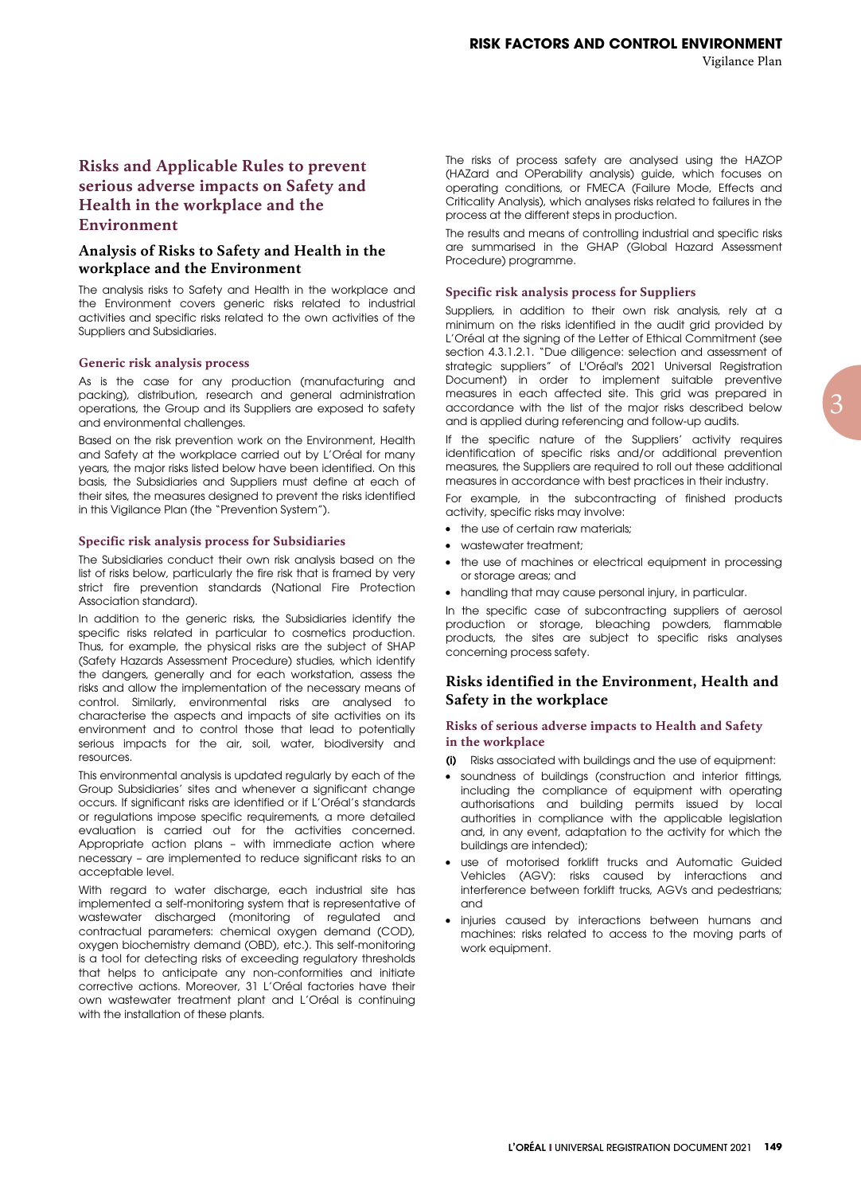## Risks and Applicable Rules to prevent serious adverse impacts on Safety and Health in the workplace and the Environment

### Analysis of Risks to Safety and Health in the workplace and the Environment

The analysis risks to Safety and Health in the workplace and the Environment covers generic risks related to industrial activities and specific risks related to the own activities of the Suppliers and Subsidiaries.

#### Generic risk analysis process

As is the case for any production (manufacturing and packing), distribution, research and general administration operations, the Group and its Suppliers are exposed to safety and environmental challenges.

Based on the risk prevention work on the Environment, Health and Safety at the workplace carried out by L'Oréal for many years, the major risks listed below have been identified. On this basis, the Subsidiaries and Suppliers must define at each of their sites, the measures designed to prevent the risks identified in this Vigilance Plan (the "Prevention System").

#### Specific risk analysis process for Subsidiaries

The Subsidiaries conduct their own risk analysis based on the list of risks below, particularly the fire risk that is framed by very strict fire prevention standards (National Fire Protection Association standard).

In addition to the generic risks, the Subsidiaries identify the specific risks related in particular to cosmetics production. Thus, for example, the physical risks are the subject of SHAP (Safety Hazards Assessment Procedure) studies, which identify the dangers, generally and for each workstation, assess the risks and allow the implementation of the necessary means of control. Similarly, environmental risks are analysed to characterise the aspects and impacts of site activities on its environment and to control those that lead to potentially serious impacts for the air, soil, water, biodiversity and resources.

This environmental analysis is updated regularly by each of the Group Subsidiaries' sites and whenever a significant change occurs. If significant risks are identified or if L'Oréal's standards or regulations impose specific requirements, a more detailed evaluation is carried out for the activities concerned. Appropriate action plans – with immediate action where necessary – are implemented to reduce significant risks to an acceptable level.

With regard to water discharge, each industrial site has implemented a self-monitoring system that is representative of wastewater discharged (monitoring of regulated and contractual parameters: chemical oxygen demand (COD), oxygen biochemistry demand (OBD), etc.). This self-monitoring is a tool for detecting risks of exceeding regulatory thresholds that helps to anticipate any non-conformities and initiate corrective actions. Moreover, 31 L'Oréal factories have their own wastewater treatment plant and L'Oréal is continuing with the installation of these plants.

The risks of process safety are analysed using the HAZOP (HAZard and OPerability analysis) guide, which focuses on operating conditions, or FMECA (Failure Mode, Effects and Criticality Analysis), which analyses risks related to failures in the process at the different steps in production.

The results and means of controlling industrial and specific risks are summarised in the GHAP (Global Hazard Assessment Procedure) programme.

#### Specific risk analysis process for Suppliers

Suppliers, in addition to their own risk analysis, rely at a minimum on the risks identified in the audit grid provided by L'Oréal at the signing of the Letter of Ethical Commitment (see section 4.3.1.2.1. "Due diligence: selection and assessment of strategic suppliers" of L'Oréal's 2021 Universal Registration Document) in order to implement suitable preventive measures in each affected site. This grid was prepared in accordance with the list of the major risks described below and is applied during referencing and follow-up audits.

If the specific nature of the Suppliers' activity requires identification of specific risks and/or additional prevention measures, the Suppliers are required to roll out these additional measures in accordance with best practices in their industry.

For example, in the subcontracting of finished products activity, specific risks may involve:

- the use of certain raw materials;
- wastewater treatment;
- the use of machines or electrical equipment in processing or storage areas; and
- handling that may cause personal injury, in particular.

In the specific case of subcontracting suppliers of aerosol production or storage, bleaching powders, flammable products, the sites are subject to specific risks analyses concerning process safety.

### Risks identified in the Environment, Health and Safety in the workplace

#### Risks of serious adverse impacts to Health and Safety in the workplace

**(i)** Risks associated with buildings and the use of equipment:

- soundness of buildings (construction and interior fittings, including the compliance of equipment with operating authorisations and building permits issued by local authorities in compliance with the applicable legislation and, in any event, adaptation to the activity for which the buildings are intended);
- use of motorised forklift trucks and Automatic Guided Vehicles (AGV): risks caused by interactions and interference between forklift trucks, AGVs and pedestrians; and
- injuries caused by interactions between humans and machines: risks related to access to the moving parts of work equipment.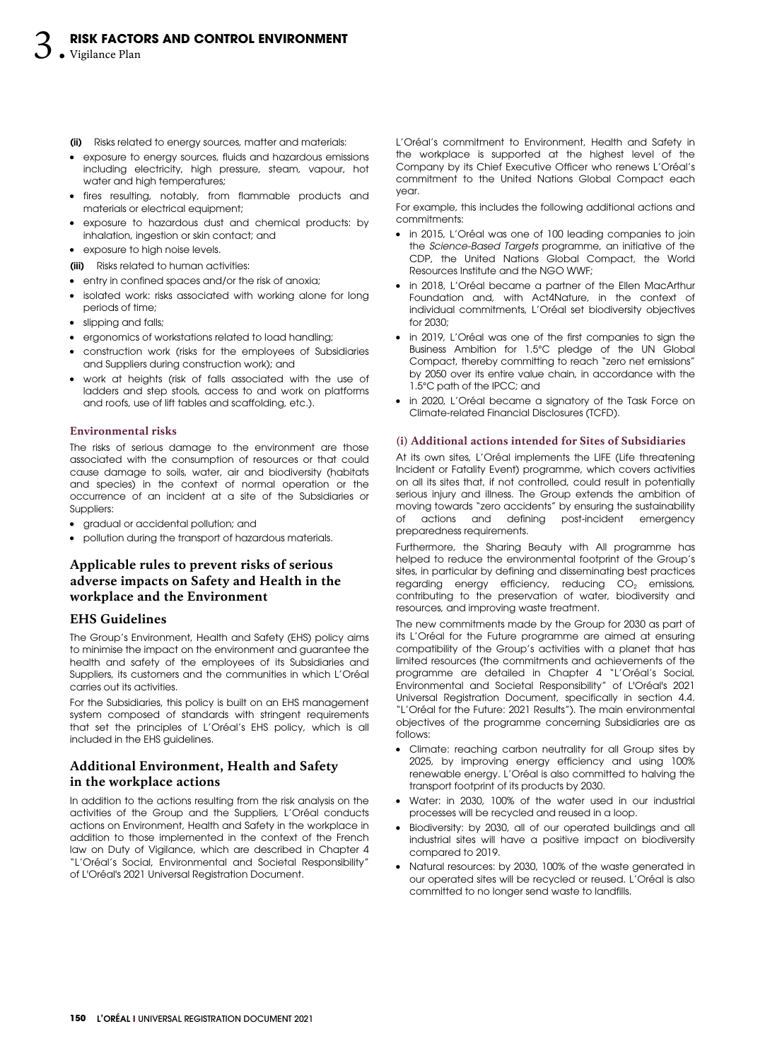**(ii)** Risks related to energy sources, matter and materials:

- exposure to energy sources, fluids and hazardous emissions including electricity, high pressure, steam, vapour, hot water and high temperatures;
- fires resulting, notably, from flammable products and materials or electrical equipment;
- exposure to hazardous dust and chemical products: by inhalation, ingestion or skin contact; and
- exposure to high noise levels.

**(iii)** Risks related to human activities:

- entry in confined spaces and/or the risk of anoxia;
- isolated work: risks associated with working alone for long periods of time;
- slipping and falls;
- ergonomics of workstations related to load handling;
- construction work (risks for the employees of Subsidiaries and Suppliers during construction work); and
- work at heights (risk of falls associated with the use of ladders and step stools, access to and work on platforms and roofs, use of lift tables and scaffolding, etc.).

#### Environmental risks

The risks of serious damage to the environment are those associated with the consumption of resources or that could cause damage to soils, water, air and biodiversity (habitats and species) in the context of normal operation or the occurrence of an incident at a site of the Subsidiaries or Suppliers:

- gradual or accidental pollution; and
- pollution during the transport of hazardous materials.

## Applicable rules to prevent risks of serious adverse impacts on Safety and Health in the workplace and the Environment

### EHS Guidelines

The Group's Environment, Health and Safety (EHS) policy aims to minimise the impact on the environment and guarantee the health and safety of the employees of its Subsidiaries and Suppliers, its customers and the communities in which L'Oréal carries out its activities.

For the Subsidiaries, this policy is built on an EHS management system composed of standards with stringent requirements that set the principles of L'Oréal's EHS policy, which is all included in the EHS guidelines.

### Additional Environment, Health and Safety in the workplace actions

In addition to the actions resulting from the risk analysis on the activities of the Group and the Suppliers, L'Oréal conducts actions on Environment, Health and Safety in the workplace in addition to those implemented in the context of the French law on Duty of Vigilance, which are described in Chapter 4 "L'Oréal's Social, Environmental and Societal Responsibility" of L'Oréal's 2021 Universal Registration Document.

L'Oréal's commitment to Environment, Health and Safety in the workplace is supported at the highest level of the Company by its Chief Executive Officer who renews L'Oréal's commitment to the United Nations Global Compact each year.

For example, this includes the following additional actions and commitments:

- in 2015, L'Oréal was one of 100 leading companies to join the *Science-Based Targets* programme, an initiative of the CDP, the United Nations Global Compact, the World Resources Institute and the NGO WWF;
- in 2018, L'Oréal became a partner of the Ellen MacArthur Foundation and, with Act4Nature, in the context of individual commitments, L'Oréal set biodiversity objectives for 2030;
- in 2019, L'Oréal was one of the first companies to sign the Business Ambition for 1.5°C pledge of the UN Global Compact, thereby committing to reach "zero net emissions" by 2050 over its entire value chain, in accordance with the 1.5°C path of the IPCC; and
- in 2020, L'Oréal became a signatory of the Task Force on Climate-related Financial Disclosures (TCFD).

#### (i) Additional actions intended for Sites of Subsidiaries

At its own sites, L'Oréal implements the LIFE (Life threatening Incident or Fatality Event) programme, which covers activities on all its sites that, if not controlled, could result in potentially serious injury and illness. The Group extends the ambition of moving towards "zero accidents" by ensuring the sustainability of actions and defining post-incident emergency preparedness requirements.

Furthermore, the Sharing Beauty with All programme has helped to reduce the environmental footprint of the Group's sites, in particular by defining and disseminating best practices regarding energy efficiency, reducing $CO_2$ emissions, contributing to the preservation of water, biodiversity and resources, and improving waste treatment.

The new commitments made by the Group for 2030 as part of its L'Oréal for the Future programme are aimed at ensuring compatibility of the Group's activities with a planet that has limited resources (the commitments and achievements of the programme are detailed in Chapter 4 "L'Oréal's Social, Environmental and Societal Responsibility" of L'Oréal's 2021 Universal Registration Document, specifically in section 4.4. "L'Oréal for the Future: 2021 Results"). The main environmental objectives of the programme concerning Subsidiaries are as follows:

- Climate: reaching carbon neutrality for all Group sites by 2025, by improving energy efficiency and using 100% renewable energy. L'Oréal is also committed to halving the transport footprint of its products by 2030.
- Water: in 2030, 100% of the water used in our industrial processes will be recycled and reused in a loop.
- Biodiversity: by 2030, all of our operated buildings and all industrial sites will have a positive impact on biodiversity compared to 2019.
- Natural resources: by 2030, 100% of the waste generated in our operated sites will be recycled or reused. L'Oréal is also committed to no longer send waste to landfills.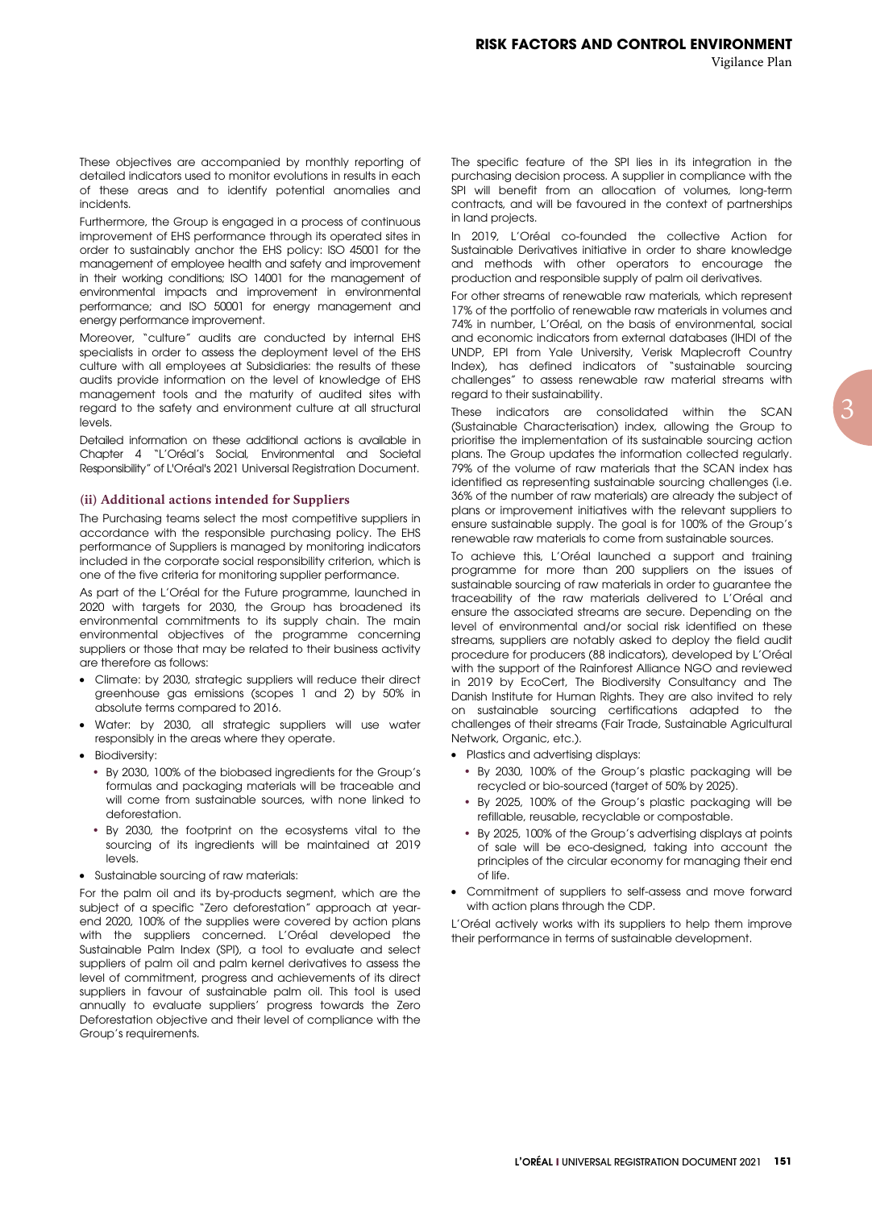These objectives are accompanied by monthly reporting of detailed indicators used to monitor evolutions in results in each of these areas and to identify potential anomalies and incidents.

Furthermore, the Group is engaged in a process of continuous improvement of EHS performance through its operated sites in order to sustainably anchor the EHS policy: ISO 45001 for the management of employee health and safety and improvement in their working conditions; ISO 14001 for the management of environmental impacts and improvement in environmental performance; and ISO 50001 for energy management and energy performance improvement.

Moreover, "culture" audits are conducted by internal EHS specialists in order to assess the deployment level of the EHS culture with all employees at Subsidiaries: the results of these audits provide information on the level of knowledge of EHS management tools and the maturity of audited sites with regard to the safety and environment culture at all structural levels.

Detailed information on these additional actions is available in Chapter 4 "L'Oréal's Social, Environmental and Societal Responsibility" of L'Oréal's 2021 Universal Registration Document.

### (ii) Additional actions intended for Suppliers

The Purchasing teams select the most competitive suppliers in accordance with the responsible purchasing policy. The EHS performance of Suppliers is managed by monitoring indicators included in the corporate social responsibility criterion, which is one of the five criteria for monitoring supplier performance.

As part of the L'Oréal for the Future programme, launched in 2020 with targets for 2030, the Group has broadened its environmental commitments to its supply chain. The main environmental objectives of the programme concerning suppliers or those that may be related to their business activity are therefore as follows:

- Climate: by 2030, strategic suppliers will reduce their direct greenhouse gas emissions (scopes 1 and 2) by 50% in absolute terms compared to 2016.
- Water: by 2030, all strategic suppliers will use water responsibly in the areas where they operate.
- Biodiversity:
  - By 2030, 100% of the biobased ingredients for the Group's formulas and packaging materials will be traceable and will come from sustainable sources, with none linked to deforestation.
  - By 2030, the footprint on the ecosystems vital to the sourcing of its ingredients will be maintained at 2019 levels.
- Sustainable sourcing of raw materials:

For the palm oil and its by-products segment, which are the subject of a specific "Zero deforestation" approach at year-end 2020, 100% of the supplies were covered by action plans with the suppliers concerned. L'Oréal developed the Sustainable Palm Index (SPI), a tool to evaluate and select suppliers of palm oil and palm kernel derivatives to assess the level of commitment, progress and achievements of its direct suppliers in favour of sustainable palm oil. This tool is used annually to evaluate suppliers' progress towards the Zero Deforestation objective and their level of compliance with the Group's requirements.

The specific feature of the SPI lies in its integration in the purchasing decision process. A supplier in compliance with the SPI will benefit from an allocation of volumes, long-term contracts, and will be favoured in the context of partnerships in land projects.

In 2019, L'Oréal co-founded the collective Action for Sustainable Derivatives initiative in order to share knowledge and methods with other operators to encourage the production and responsible supply of palm oil derivatives.

For other streams of renewable raw materials, which represent 17% of the portfolio of renewable raw materials in volumes and 74% in number, L'Oréal, on the basis of environmental, social and economic indicators from external databases (IHDI of the UNDP, EPI from Yale University, Verisk Maplecroft Country Index), has defined indicators of "sustainable sourcing challenges" to assess renewable raw material streams with regard to their sustainability.

These indicators are consolidated within the SCAN (Sustainable Characterisation) index, allowing the Group to prioritise the implementation of its sustainable sourcing action plans. The Group updates the information collected regularly. 79% of the volume of raw materials that the SCAN index has identified as representing sustainable sourcing challenges (i.e. 36% of the number of raw materials) are already the subject of plans or improvement initiatives with the relevant suppliers to ensure sustainable supply. The goal is for 100% of the Group's renewable raw materials to come from sustainable sources.

To achieve this, L'Oréal launched a support and training programme for more than 200 suppliers on the issues of sustainable sourcing of raw materials in order to guarantee the traceability of the raw materials delivered to L'Oréal and ensure the associated streams are secure. Depending on the level of environmental and/or social risk identified on these streams, suppliers are notably asked to deploy the field audit procedure for producers (88 indicators), developed by L'Oréal with the support of the Rainforest Alliance NGO and reviewed in 2019 by EcoCert, The Biodiversity Consultancy and The Danish Institute for Human Rights. They are also invited to rely on sustainable sourcing certifications adapted to the challenges of their streams (Fair Trade, Sustainable Agricultural Network, Organic, etc.).

- Plastics and advertising displays:
  - By 2030, 100% of the Group's plastic packaging will be recycled or bio-sourced (target of 50% by 2025).
  - By 2025, 100% of the Group's plastic packaging will be refillable, reusable, recyclable or compostable.
  - By 2025, 100% of the Group's advertising displays at points of sale will be eco-designed, taking into account the principles of the circular economy for managing their end of life.
- Commitment of suppliers to self-assess and move forward with action plans through the CDP.

L'Oréal actively works with its suppliers to help them improve their performance in terms of sustainable development.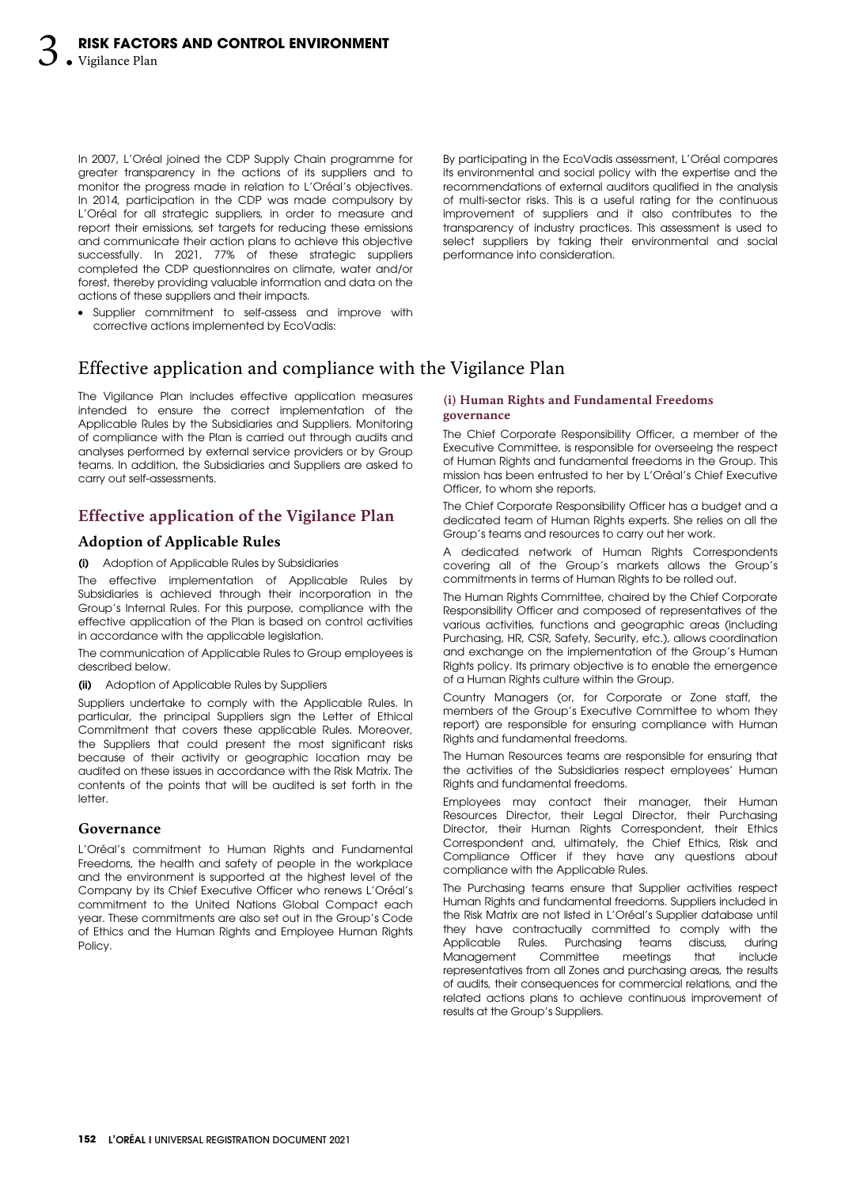In 2007, L'Oréal joined the CDP Supply Chain programme for greater transparency in the actions of its suppliers and to monitor the progress made in relation to L'Oréal's objectives. In 2014, participation in the CDP was made compulsory by L'Oréal for all strategic suppliers, in order to measure and report their emissions, set targets for reducing these emissions and communicate their action plans to achieve this objective successfully. In 2021, 77% of these strategic suppliers completed the CDP questionnaires on climate, water and/or forest, thereby providing valuable information and data on the actions of these suppliers and their impacts.

- Supplier commitment to self-assess and improve with corrective actions implemented by EcoVadis:

By participating in the EcoVadis assessment, L'Oréal compares its environmental and social policy with the expertise and the recommendations of external auditors qualified in the analysis of multi-sector risks. This is a useful rating for the continuous improvement of suppliers and it also contributes to the transparency of industry practices. This assessment is used to select suppliers by taking their environmental and social performance into consideration.

# Effective application and compliance with the Vigilance Plan

The Vigilance Plan includes effective application measures intended to ensure the correct implementation of the Applicable Rules by the Subsidiaries and Suppliers. Monitoring of compliance with the Plan is carried out through audits and analyses performed by external service providers or by Group teams. In addition, the Subsidiaries and Suppliers are asked to carry out self-assessments.

## Effective application of the Vigilance Plan

### Adoption of Applicable Rules

**(i)** Adoption of Applicable Rules by Subsidiaries

The effective implementation of Applicable Rules by Subsidiaries is achieved through their incorporation in the Group's Internal Rules. For this purpose, compliance with the effective application of the Plan is based on control activities in accordance with the applicable legislation.

The communication of Applicable Rules to Group employees is described below.

**(ii)** Adoption of Applicable Rules by Suppliers

Suppliers undertake to comply with the Applicable Rules. In particular, the principal Suppliers sign the Letter of Ethical Commitment that covers these applicable Rules. Moreover, the Suppliers that could present the most significant risks because of their activity or geographic location may be audited on these issues in accordance with the Risk Matrix. The contents of the points that will be audited is set forth in the letter.

### Governance

L'Oréal's commitment to Human Rights and Fundamental Freedoms, the health and safety of people in the workplace and the environment is supported at the highest level of the Company by its Chief Executive Officer who renews L'Oréal's commitment to the United Nations Global Compact each year. These commitments are also set out in the Group's Code of Ethics and the Human Rights and Employee Human Rights Policy.

#### (i) Human Rights and Fundamental Freedoms governance

The Chief Corporate Responsibility Officer, a member of the Executive Committee, is responsible for overseeing the respect of Human Rights and fundamental freedoms in the Group. This mission has been entrusted to her by L'Oréal's Chief Executive Officer, to whom she reports.

The Chief Corporate Responsibility Officer has a budget and a dedicated team of Human Rights experts. She relies on all the Group's teams and resources to carry out her work.

A dedicated network of Human Rights Correspondents covering all of the Group's markets allows the Group's commitments in terms of Human Rights to be rolled out.

The Human Rights Committee, chaired by the Chief Corporate Responsibility Officer and composed of representatives of the various activities, functions and geographic areas (including Purchasing, HR, CSR, Safety, Security, etc.), allows coordination and exchange on the implementation of the Group's Human Rights policy. Its primary objective is to enable the emergence of a Human Rights culture within the Group.

Country Managers (or, for Corporate or Zone staff, the members of the Group's Executive Committee to whom they report) are responsible for ensuring compliance with Human Rights and fundamental freedoms.

The Human Resources teams are responsible for ensuring that the activities of the Subsidiaries respect employees' Human Rights and fundamental freedoms.

Employees may contact their manager, their Human Resources Director, their Legal Director, their Purchasing Director, their Human Rights Correspondent, their Ethics Correspondent and, ultimately, the Chief Ethics, Risk and Compliance Officer if they have any questions about compliance with the Applicable Rules.

The Purchasing teams ensure that Supplier activities respect Human Rights and fundamental freedoms. Suppliers included in the Risk Matrix are not listed in L'Oréal's Supplier database until they have contractually committed to comply with the Applicable Rules. Purchasing teams discuss, during Management Committee meetings that include representatives from all Zones and purchasing areas, the results of audits, their consequences for commercial relations, and the related actions plans to achieve continuous improvement of results at the Group's Suppliers.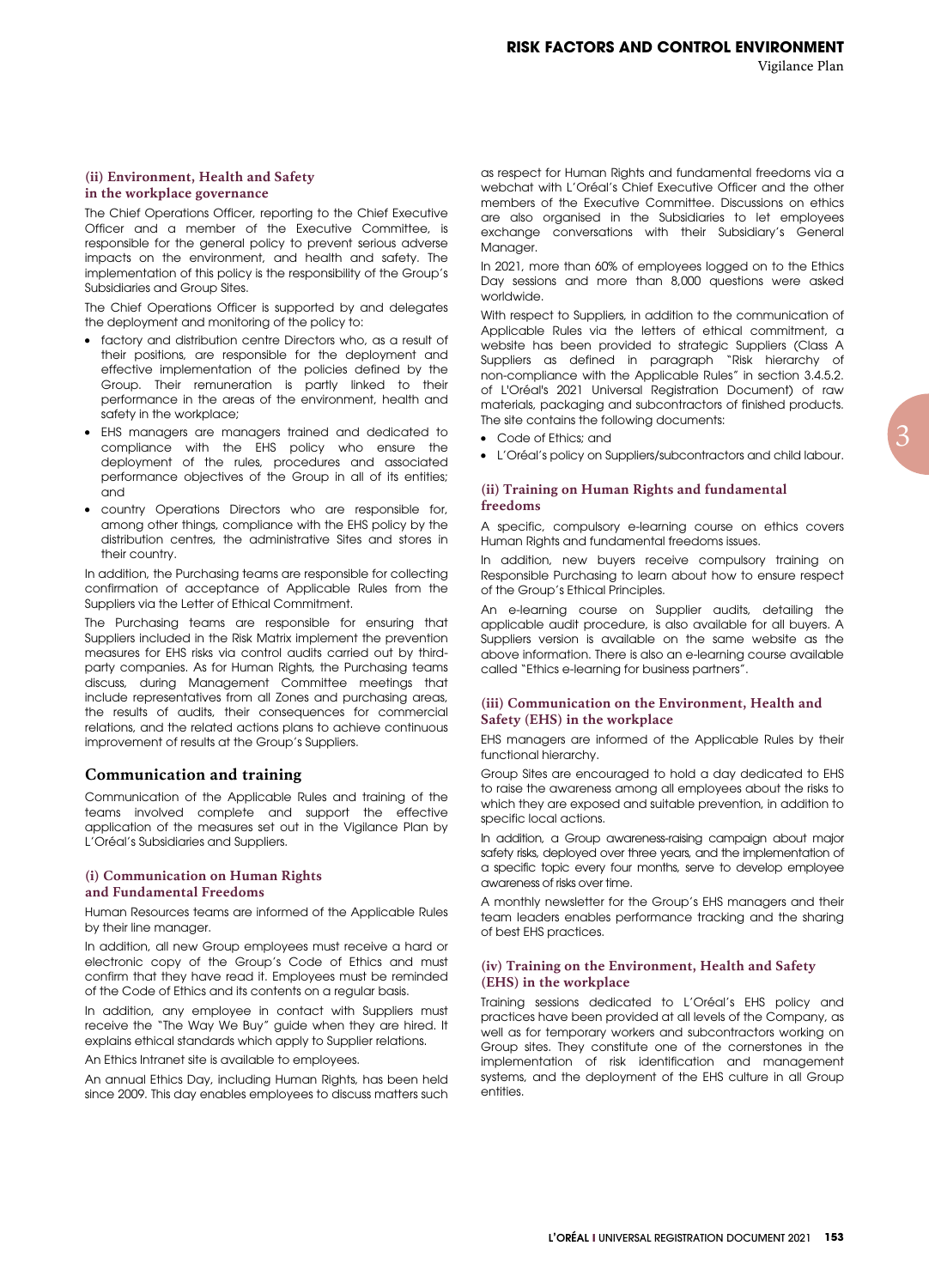#### (ii) Environment, Health and Safety in the workplace governance

The Chief Operations Officer, reporting to the Chief Executive Officer and a member of the Executive Committee, is responsible for the general policy to prevent serious adverse impacts on the environment, and health and safety. The implementation of this policy is the responsibility of the Group's Subsidiaries and Group Sites.

The Chief Operations Officer is supported by and delegates the deployment and monitoring of the policy to:

- factory and distribution centre Directors who, as a result of their positions, are responsible for the deployment and effective implementation of the policies defined by the Group. Their remuneration is partly linked to their performance in the areas of the environment, health and safety in the workplace;
- EHS managers are managers trained and dedicated to compliance with the EHS policy who ensure the deployment of the rules, procedures and associated performance objectives of the Group in all of its entities; and
- country Operations Directors who are responsible for, among other things, compliance with the EHS policy by the distribution centres, the administrative Sites and stores in their country.

In addition, the Purchasing teams are responsible for collecting confirmation of acceptance of Applicable Rules from the Suppliers via the Letter of Ethical Commitment.

The Purchasing teams are responsible for ensuring that Suppliers included in the Risk Matrix implement the prevention measures for EHS risks via control audits carried out by third-party companies. As for Human Rights, the Purchasing teams discuss, during Management Committee meetings that include representatives from all Zones and purchasing areas, the results of audits, their consequences for commercial relations, and the related actions plans to achieve continuous improvement of results at the Group's Suppliers.

## Communication and training

Communication of the Applicable Rules and training of the teams involved complete and support the effective application of the measures set out in the Vigilance Plan by L'Oréal's Subsidiaries and Suppliers.

#### (i) Communication on Human Rights and Fundamental Freedoms

Human Resources teams are informed of the Applicable Rules by their line manager.

In addition, all new Group employees must receive a hard or electronic copy of the Group's Code of Ethics and must confirm that they have read it. Employees must be reminded of the Code of Ethics and its contents on a regular basis.

In addition, any employee in contact with Suppliers must receive the "The Way We Buy" guide when they are hired. It explains ethical standards which apply to Supplier relations.

An Ethics Intranet site is available to employees.

An annual Ethics Day, including Human Rights, has been held since 2009. This day enables employees to discuss matters such as respect for Human Rights and fundamental freedoms via a webchat with L'Oréal's Chief Executive Officer and the other members of the Executive Committee. Discussions on ethics are also organised in the Subsidiaries to let employees exchange conversations with their Subsidiary's General Manager.

In 2021, more than 60% of employees logged on to the Ethics Day sessions and more than 8,000 questions were asked worldwide.

With respect to Suppliers, in addition to the communication of Applicable Rules via the letters of ethical commitment, a website has been provided to strategic Suppliers (Class A Suppliers as defined in paragraph "Risk hierarchy of non-compliance with the Applicable Rules" in section 3.4.5.2. of L'Oréal's 2021 Universal Registration Document) of raw materials, packaging and subcontractors of finished products. The site contains the following documents:

- Code of Ethics; and
- L'Oréal's policy on Suppliers/subcontractors and child labour.

#### (ii) Training on Human Rights and fundamental freedoms

A specific, compulsory e-learning course on ethics covers Human Rights and fundamental freedoms issues.

In addition, new buyers receive compulsory training on Responsible Purchasing to learn about how to ensure respect of the Group's Ethical Principles.

An e-learning course on Supplier audits, detailing the applicable audit procedure, is also available for all buyers. A Suppliers version is available on the same website as the above information. There is also an e-learning course available called "Ethics e-learning for business partners".

#### (iii) Communication on the Environment, Health and Safety (EHS) in the workplace

EHS managers are informed of the Applicable Rules by their functional hierarchy.

Group Sites are encouraged to hold a day dedicated to EHS to raise the awareness among all employees about the risks to which they are exposed and suitable prevention, in addition to specific local actions.

In addition, a Group awareness-raising campaign about major safety risks, deployed over three years, and the implementation of a specific topic every four months, serve to develop employee awareness of risks over time.

A monthly newsletter for the Group's EHS managers and their team leaders enables performance tracking and the sharing of best EHS practices.

#### (iv) Training on the Environment, Health and Safety (EHS) in the workplace

Training sessions dedicated to L'Oréal's EHS policy and practices have been provided at all levels of the Company, as well as for temporary workers and subcontractors working on Group sites. They constitute one of the cornerstones in the implementation of risk identification and management systems, and the deployment of the EHS culture in all Group entities.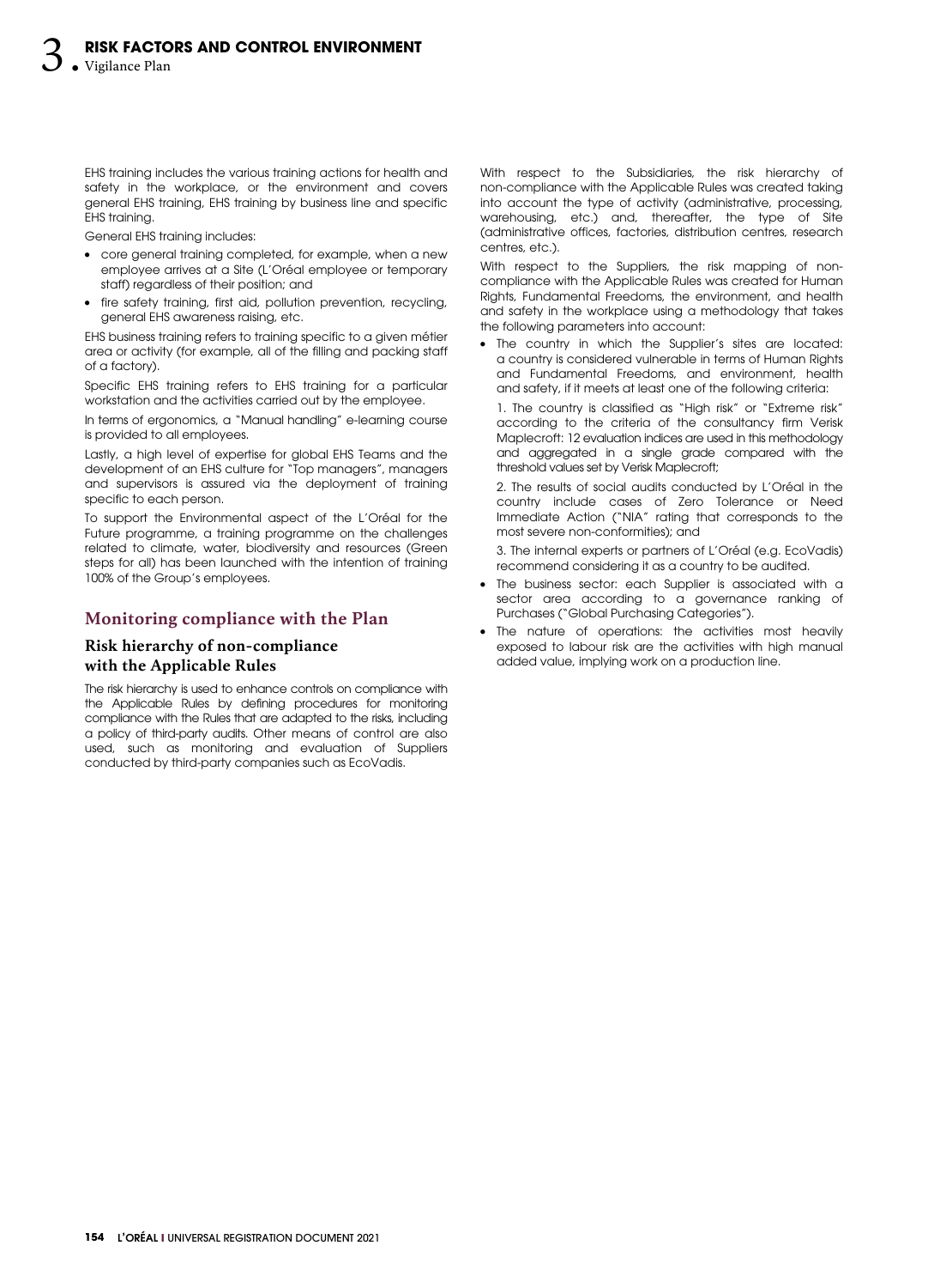EHS training includes the various training actions for health and safety in the workplace, or the environment and covers general EHS training, EHS training by business line and specific EHS training.

General EHS training includes:

- core general training completed, for example, when a new employee arrives at a Site (L'Oréal employee or temporary staff) regardless of their position; and
- fire safety training, first aid, pollution prevention, recycling, general EHS awareness raising, etc.

EHS business training refers to training specific to a given métier area or activity (for example, all of the filling and packing staff of a factory).

Specific EHS training refers to EHS training for a particular workstation and the activities carried out by the employee.

In terms of ergonomics, a "Manual handling" e-learning course is provided to all employees.

Lastly, a high level of expertise for global EHS Teams and the development of an EHS culture for "Top managers", managers and supervisors is assured via the deployment of training specific to each person.

To support the Environmental aspect of the L'Oréal for the Future programme, a training programme on the challenges related to climate, water, biodiversity and resources (Green steps for all) has been launched with the intention of training 100% of the Group's employees.

## Monitoring compliance with the Plan

### Risk hierarchy of non-compliance with the Applicable Rules

The risk hierarchy is used to enhance controls on compliance with the Applicable Rules by defining procedures for monitoring compliance with the Rules that are adapted to the risks, including a policy of third-party audits. Other means of control are also used, such as monitoring and evaluation of Suppliers conducted by third-party companies such as EcoVadis.

With respect to the Subsidiaries, the risk hierarchy of non-compliance with the Applicable Rules was created taking into account the type of activity (administrative, processing, warehousing, etc.) and, thereafter, the type of Site (administrative offices, factories, distribution centres, research centres, etc.).

With respect to the Suppliers, the risk mapping of non-compliance with the Applicable Rules was created for Human Rights, Fundamental Freedoms, the environment, and health and safety in the workplace using a methodology that takes the following parameters into account:

- The country in which the Supplier's sites are located: a country is considered vulnerable in terms of Human Rights and Fundamental Freedoms, and environment, health and safety, if it meets at least one of the following criteria:

  1. The country is classified as "High risk" or "Extreme risk" according to the criteria of the consultancy firm Verisk Maplecroft: 12 evaluation indices are used in this methodology and aggregated in a single grade compared with the threshold values set by Verisk Maplecroft;

  2. The results of social audits conducted by L'Oréal in the country include cases of Zero Tolerance or Need Immediate Action ("NIA" rating that corresponds to the most severe non-conformities); and

  3. The internal experts or partners of L'Oréal (e.g. EcoVadis) recommend considering it as a country to be audited.

- The business sector: each Supplier is associated with a sector area according to a governance ranking of Purchases ("Global Purchasing Categories").
- The nature of operations: the activities most heavily exposed to labour risk are the activities with high manual added value, implying work on a production line.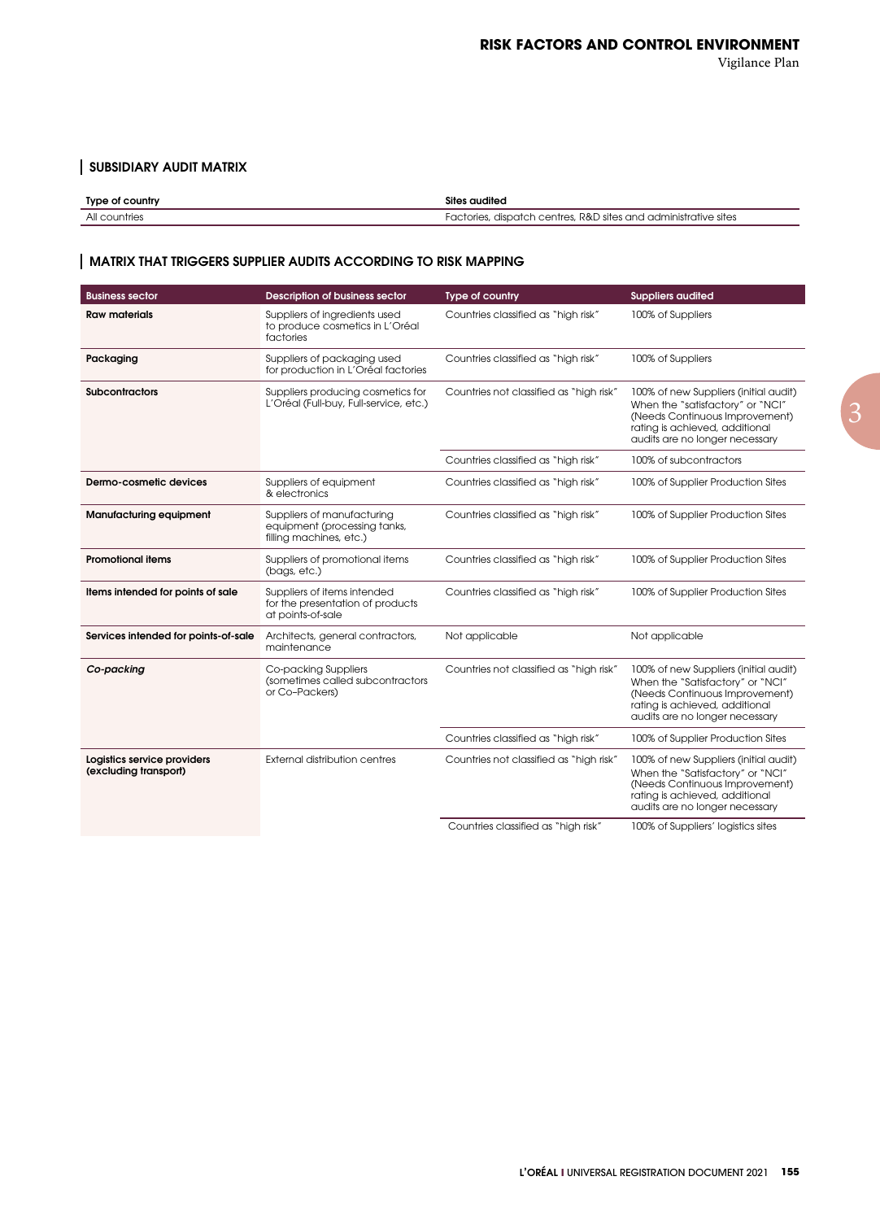### SUBSIDIARY AUDIT MATRIX

| Type of country | Sites audited |
|---|---|
| All countries | Factories, dispatch centres, R&D sites and administrative sites |

### MATRIX THAT TRIGGERS SUPPLIER AUDITS ACCORDING TO RISK MAPPING

| Business sector | Description of business sector | Type of country | Suppliers audited |
|---|---|---|---|
| **Raw materials** | Suppliers of ingredients used to produce cosmetics in L'Oréal factories | Countries classified as "high risk" | 100% of Suppliers |
| **Packaging** | Suppliers of packaging used for production in L'Oréal factories | Countries classified as "high risk" | 100% of Suppliers |
| **Subcontractors** | Suppliers producing cosmetics for L'Oréal (Full-buy, Full-service, etc.) | Countries not classified as "high risk" | 100% of new Suppliers (initial audit) When the "satisfactory" or "NCI" (Needs Continuous Improvement) rating is achieved, additional audits are no longer necessary |
| | | Countries classified as "high risk" | 100% of subcontractors |
| **Dermo-cosmetic devices** | Suppliers of equipment & electronics | Countries classified as "high risk" | 100% of Supplier Production Sites |
| **Manufacturing equipment** | Suppliers of manufacturing equipment (processing tanks, filling machines, etc.) | Countries classified as "high risk" | 100% of Supplier Production Sites |
| **Promotional items** | Suppliers of promotional items (bags, etc.) | Countries classified as "high risk" | 100% of Supplier Production Sites |
| **Items intended for points of sale** | Suppliers of items intended for the presentation of products at points-of-sale | Countries classified as "high risk" | 100% of Supplier Production Sites |
| **Services intended for points-of-sale** | Architects, general contractors, maintenance | Not applicable | Not applicable |
| ***Co-packing*** | Co-packing Suppliers (sometimes called subcontractors or Co-Packers) | Countries not classified as "high risk" | 100% of new Suppliers (initial audit) When the "Satisfactory" or "NCI" (Needs Continuous Improvement) rating is achieved, additional audits are no longer necessary |
| | | Countries classified as "high risk" | 100% of Supplier Production Sites |
| **Logistics service providers (excluding transport)** | External distribution centres | Countries not classified as "high risk" | 100% of new Suppliers (initial audit) When the "Satisfactory" or "NCI" (Needs Continuous Improvement) rating is achieved, additional audits are no longer necessary |
| | | Countries classified as "high risk" | 100% of Suppliers' logistics sites |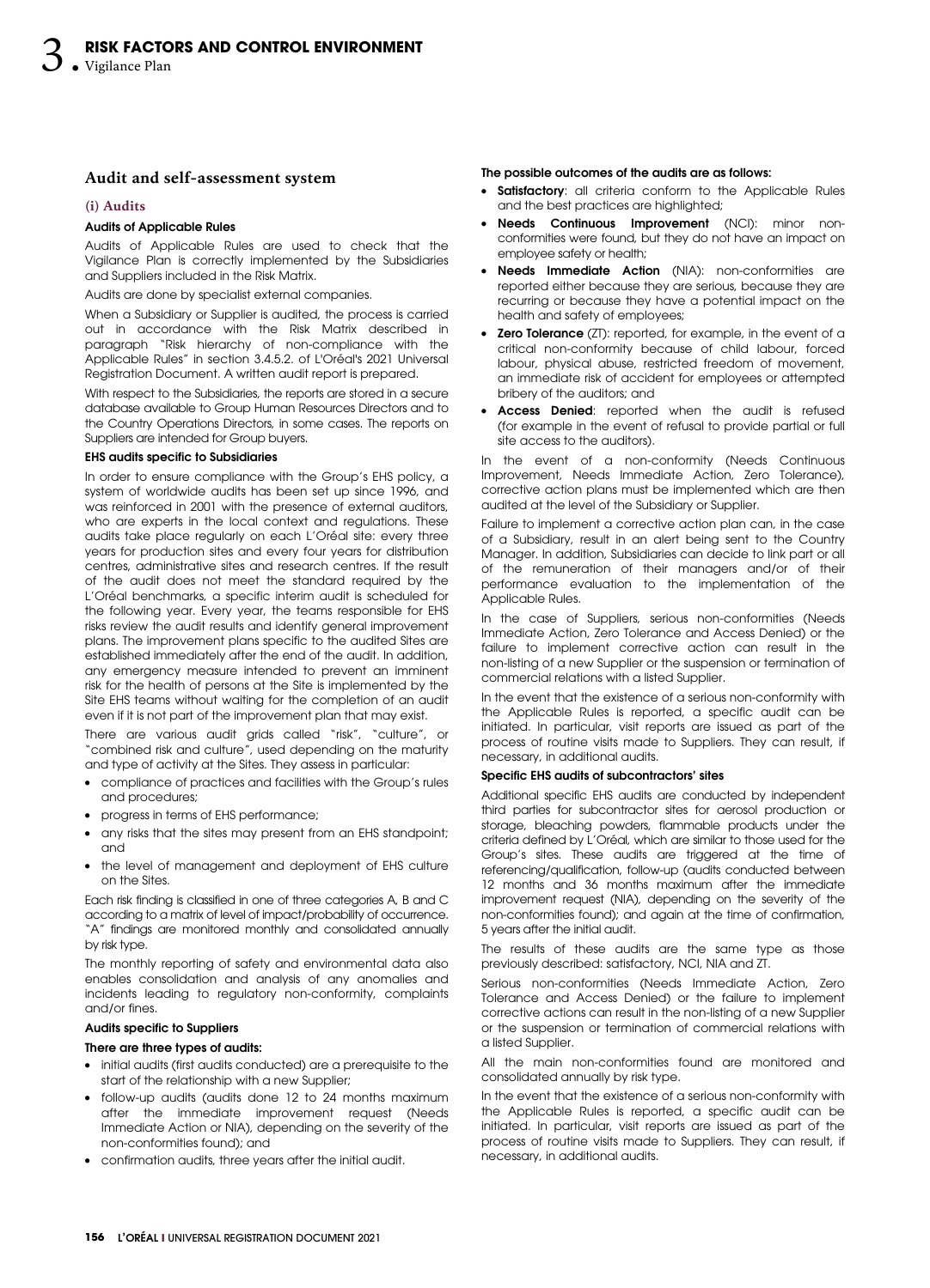## Audit and self-assessment system

### (i) Audits

#### Audits of Applicable Rules

Audits of Applicable Rules are used to check that the Vigilance Plan is correctly implemented by the Subsidiaries and Suppliers included in the Risk Matrix.

Audits are done by specialist external companies.

When a Subsidiary or Supplier is audited, the process is carried out in accordance with the Risk Matrix described in paragraph "Risk hierarchy of non-compliance with the Applicable Rules" in section 3.4.5.2. of L'Oréal's 2021 Universal Registration Document. A written audit report is prepared.

With respect to the Subsidiaries, the reports are stored in a secure database available to Group Human Resources Directors and to the Country Operations Directors, in some cases. The reports on Suppliers are intended for Group buyers.

#### EHS audits specific to Subsidiaries

In order to ensure compliance with the Group's EHS policy, a system of worldwide audits has been set up since 1996, and was reinforced in 2001 with the presence of external auditors, who are experts in the local context and regulations. These audits take place regularly on each L'Oréal site: every three years for production sites and every four years for distribution centres, administrative sites and research centres. If the result of the audit does not meet the standard required by the L'Oréal benchmarks, a specific interim audit is scheduled for the following year. Every year, the teams responsible for EHS risks review the audit results and identify general improvement plans. The improvement plans specific to the audited Sites are established immediately after the end of the audit. In addition, any emergency measure intended to prevent an imminent risk for the health of persons at the Site is implemented by the Site EHS teams without waiting for the completion of an audit even if it is not part of the improvement plan that may exist.

There are various audit grids called "risk", "culture", or "combined risk and culture", used depending on the maturity and type of activity at the Sites. They assess in particular:

- compliance of practices and facilities with the Group's rules and procedures;
- progress in terms of EHS performance;
- any risks that the sites may present from an EHS standpoint; and
- the level of management and deployment of EHS culture on the Sites.

Each risk finding is classified in one of three categories A, B and C according to a matrix of level of impact/probability of occurrence. "A" findings are monitored monthly and consolidated annually by risk type.

The monthly reporting of safety and environmental data also enables consolidation and analysis of any anomalies and incidents leading to regulatory non-conformity, complaints and/or fines.

#### Audits specific to Suppliers

**There are three types of audits:**

- initial audits (first audits conducted) are a prerequisite to the start of the relationship with a new Supplier;
- follow-up audits (audits done 12 to 24 months maximum after the immediate improvement request (Needs Immediate Action or NIA), depending on the severity of the non-conformities found); and
- confirmation audits, three years after the initial audit.

**The possible outcomes of the audits are as follows:**

- **Satisfactory**: all criteria conform to the Applicable Rules and the best practices are highlighted;
- **Needs Continuous Improvement** (NCI): minor non-conformities were found, but they do not have an impact on employee safety or health;
- **Needs Immediate Action** (NIA): non-conformities are reported either because they are serious, because they are recurring or because they have a potential impact on the health and safety of employees;
- **Zero Tolerance** (ZT): reported, for example, in the event of a critical non-conformity because of child labour, forced labour, physical abuse, restricted freedom of movement, an immediate risk of accident for employees or attempted bribery of the auditors; and
- **Access Denied**: reported when the audit is refused (for example in the event of refusal to provide partial or full site access to the auditors).

In the event of a non-conformity (Needs Continuous Improvement, Needs Immediate Action, Zero Tolerance), corrective action plans must be implemented which are then audited at the level of the Subsidiary or Supplier.

Failure to implement a corrective action plan can, in the case of a Subsidiary, result in an alert being sent to the Country Manager. In addition, Subsidiaries can decide to link part or all of the remuneration of their managers and/or of their performance evaluation to the implementation of the Applicable Rules.

In the case of Suppliers, serious non-conformities (Needs Immediate Action, Zero Tolerance and Access Denied) or the failure to implement corrective action can result in the non-listing of a new Supplier or the suspension or termination of commercial relations with a listed Supplier.

In the event that the existence of a serious non-conformity with the Applicable Rules is reported, a specific audit can be initiated. In particular, visit reports are issued as part of the process of routine visits made to Suppliers. They can result, if necessary, in additional audits.

#### Specific EHS audits of subcontractors' sites

Additional specific EHS audits are conducted by independent third parties for subcontractor sites for aerosol production or storage, bleaching powders, flammable products under the criteria defined by L'Oréal, which are similar to those used for the Group's sites. These audits are triggered at the time of referencing/qualification, follow-up (audits conducted between 12 months and 36 months maximum after the immediate improvement request (NIA), depending on the severity of the non-conformities found); and again at the time of confirmation, 5 years after the initial audit.

The results of these audits are the same type as those previously described: satisfactory, NCI, NIA and ZT.

Serious non-conformities (Needs Immediate Action, Zero Tolerance and Access Denied) or the failure to implement corrective actions can result in the non-listing of a new Supplier or the suspension or termination of commercial relations with a listed Supplier.

All the main non-conformities found are monitored and consolidated annually by risk type.

In the event that the existence of a serious non-conformity with the Applicable Rules is reported, a specific audit can be initiated. In particular, visit reports are issued as part of the process of routine visits made to Suppliers. They can result, if necessary, in additional audits.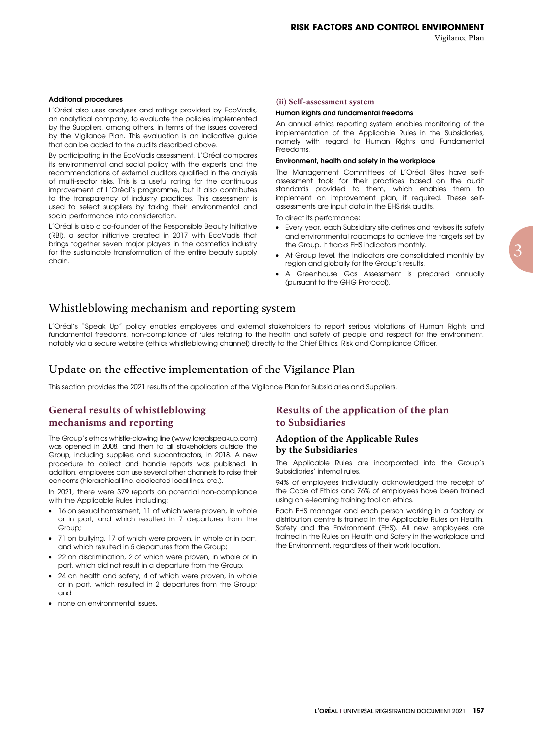#### Additional procedures

L'Oréal also uses analyses and ratings provided by EcoVadis, an analytical company, to evaluate the policies implemented by the Suppliers, among others, in terms of the issues covered by the Vigilance Plan. This evaluation is an indicative guide that can be added to the audits described above.

By participating in the EcoVadis assessment, L'Oréal compares its environmental and social policy with the experts and the recommendations of external auditors qualified in the analysis of multi-sector risks. This is a useful rating for the continuous improvement of L'Oréal's programme, but it also contributes to the transparency of industry practices. This assessment is used to select suppliers by taking their environmental and social performance into consideration.

L'Oréal is also a co-founder of the Responsible Beauty Initiative (RBI), a sector initiative created in 2017 with EcoVadis that brings together seven major players in the cosmetics industry for the sustainable transformation of the entire beauty supply chain.

### (ii) Self-assessment system

#### Human Rights and fundamental freedoms

An annual ethics reporting system enables monitoring of the implementation of the Applicable Rules in the Subsidiaries, namely with regard to Human Rights and Fundamental Freedoms.

#### Environment, health and safety in the workplace

The Management Committees of L'Oréal Sites have self-assessment tools for their practices based on the audit standards provided to them, which enables them to implement an improvement plan, if required. These self-assessments are input data in the EHS risk audits.

To direct its performance:

- Every year, each Subsidiary site defines and revises its safety and environmental roadmaps to achieve the targets set by the Group. It tracks EHS indicators monthly.
- At Group level, the indicators are consolidated monthly by region and globally for the Group's results.
- A Greenhouse Gas Assessment is prepared annually (pursuant to the GHG Protocol).

## Whistleblowing mechanism and reporting system

L'Oréal's "Speak Up" policy enables employees and external stakeholders to report serious violations of Human Rights and fundamental freedoms, non-compliance of rules relating to the health and safety of people and respect for the environment, notably via a secure website (ethics whistleblowing channel) directly to the Chief Ethics, Risk and Compliance Officer.

## Update on the effective implementation of the Vigilance Plan

This section provides the 2021 results of the application of the Vigilance Plan for Subsidiaries and Suppliers.

### General results of whistleblowing mechanisms and reporting

The Group's ethics whistle-blowing line (www.lorealspeakup.com) was opened in 2008, and then to all stakeholders outside the Group, including suppliers and subcontractors, in 2018. A new procedure to collect and handle reports was published. In addition, employees can use several other channels to raise their concerns (hierarchical line, dedicated local lines, etc.).

In 2021, there were 379 reports on potential non-compliance with the Applicable Rules, including:

- 16 on sexual harassment, 11 of which were proven, in whole or in part, and which resulted in 7 departures from the Group;
- 71 on bullying, 17 of which were proven, in whole or in part, and which resulted in 5 departures from the Group;
- 22 on discrimination, 2 of which were proven, in whole or in part, which did not result in a departure from the Group;
- 24 on health and safety, 4 of which were proven, in whole or in part, which resulted in 2 departures from the Group; and
- none on environmental issues.

### Results of the application of the plan to Subsidiaries

#### Adoption of the Applicable Rules by the Subsidiaries

The Applicable Rules are incorporated into the Group's Subsidiaries' internal rules.

94% of employees individually acknowledged the receipt of the Code of Ethics and 76% of employees have been trained using an e-learning training tool on ethics.

Each EHS manager and each person working in a factory or distribution centre is trained in the Applicable Rules on Health, Safety and the Environment (EHS). All new employees are trained in the Rules on Health and Safety in the workplace and the Environment, regardless of their work location.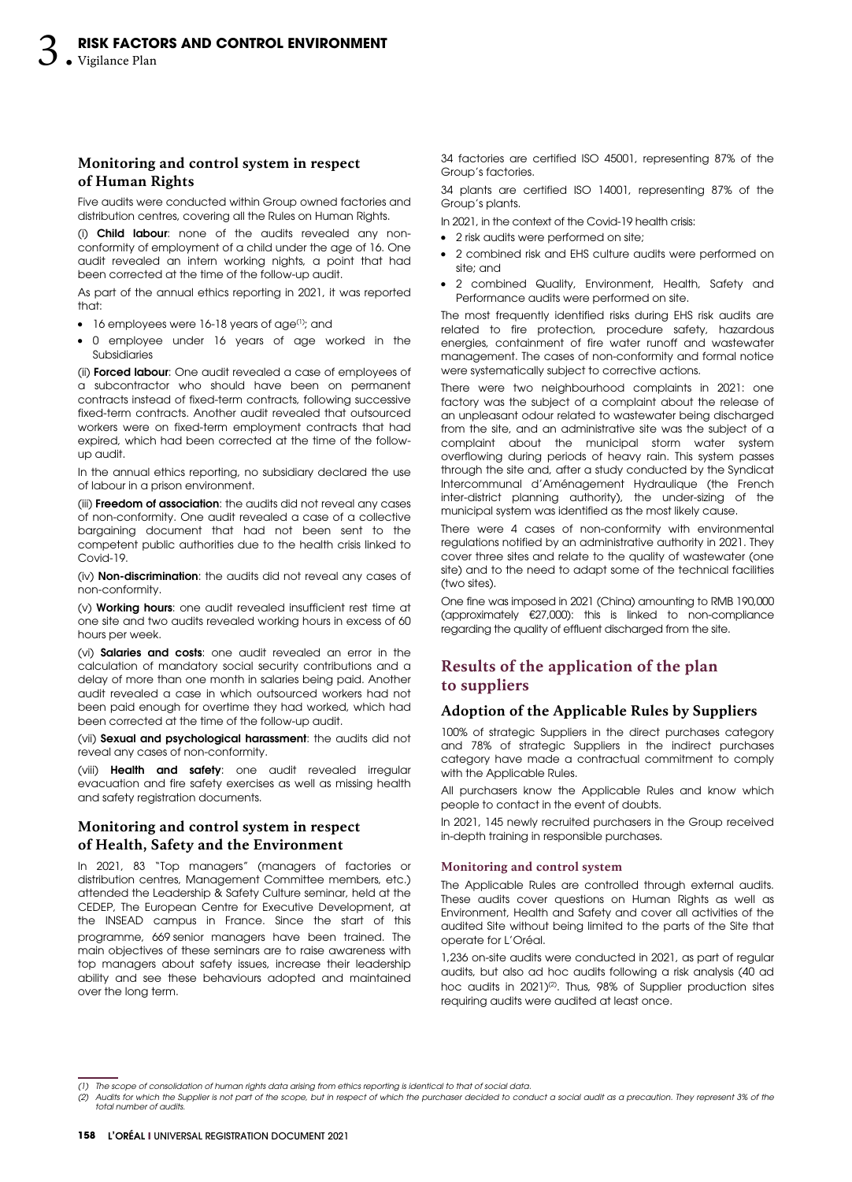## Monitoring and control system in respect of Human Rights

Five audits were conducted within Group owned factories and distribution centres, covering all the Rules on Human Rights.

(i) **Child labour**: none of the audits revealed any non-conformity of employment of a child under the age of 16. One audit revealed an intern working nights, a point that had been corrected at the time of the follow-up audit.

As part of the annual ethics reporting in 2021, it was reported that:

- 16 employees were 16-18 years of age[1]; and
- 0 employee under 16 years of age worked in the Subsidiaries

(ii) **Forced labour**: One audit revealed a case of employees of a subcontractor who should have been on permanent contracts instead of fixed-term contracts, following successive fixed-term contracts. Another audit revealed that outsourced workers were on fixed-term employment contracts that had expired, which had been corrected at the time of the follow-up audit.

In the annual ethics reporting, no subsidiary declared the use of labour in a prison environment.

(iii) **Freedom of association**: the audits did not reveal any cases of non-conformity. One audit revealed a case of a collective bargaining document that had not been sent to the competent public authorities due to the health crisis linked to Covid-19.

(iv) **Non-discrimination**: the audits did not reveal any cases of non-conformity.

(v) **Working hours**: one audit revealed insufficient rest time at one site and two audits revealed working hours in excess of 60 hours per week.

(vi) **Salaries and costs**: one audit revealed an error in the calculation of mandatory social security contributions and a delay of more than one month in salaries being paid. Another audit revealed a case in which outsourced workers had not been paid enough for overtime they had worked, which had been corrected at the time of the follow-up audit.

(vii) **Sexual and psychological harassment**: the audits did not reveal any cases of non-conformity.

(viii) **Health and safety**: one audit revealed irregular evacuation and fire safety exercises as well as missing health and safety registration documents.

## Monitoring and control system in respect of Health, Safety and the Environment

In 2021, 83 "Top managers" (managers of factories or distribution centres, Management Committee members, etc.) attended the Leadership & Safety Culture seminar, held at the CEDEP, The European Centre for Executive Development, at the INSEAD campus in France. Since the start of this programme, 669 senior managers have been trained. The main objectives of these seminars are to raise awareness with top managers about safety issues, increase their leadership ability and see these behaviours adopted and maintained over the long term.

34 factories are certified ISO 45001, representing 87% of the Group's factories.

34 plants are certified ISO 14001, representing 87% of the Group's plants.

In 2021, in the context of the Covid-19 health crisis:

- 2 risk audits were performed on site;
- 2 combined risk and EHS culture audits were performed on site; and
- 2 combined Quality, Environment, Health, Safety and Performance audits were performed on site.

The most frequently identified risks during EHS risk audits are related to fire protection, procedure safety, hazardous energies, containment of fire water runoff and wastewater management. The cases of non-conformity and formal notice were systematically subject to corrective actions.

There were two neighbourhood complaints in 2021: one factory was the subject of a complaint about the release of an unpleasant odour related to wastewater being discharged from the site, and an administrative site was the subject of a complaint about the municipal storm water system overflowing during periods of heavy rain. This system passes through the site and, after a study conducted by the Syndicat Intercommunal d'Aménagement Hydraulique (the French inter-district planning authority), the under-sizing of the municipal system was identified as the most likely cause.

There were 4 cases of non-conformity with environmental regulations notified by an administrative authority in 2021. They cover three sites and relate to the quality of wastewater (one site) and to the need to adapt some of the technical facilities (two sites).

One fine was imposed in 2021 (China) amounting to RMB 190,000 (approximately €27,000): this is linked to non-compliance regarding the quality of effluent discharged from the site.

# Results of the application of the plan to suppliers

## Adoption of the Applicable Rules by Suppliers

100% of strategic Suppliers in the direct purchases category and 78% of strategic Suppliers in the indirect purchases category have made a contractual commitment to comply with the Applicable Rules.

All purchasers know the Applicable Rules and know which people to contact in the event of doubts.

In 2021, 145 newly recruited purchasers in the Group received in-depth training in responsible purchases.

### Monitoring and control system

The Applicable Rules are controlled through external audits. These audits cover questions on Human Rights as well as Environment, Health and Safety and cover all activities of the audited Site without being limited to the parts of the Site that operate for L'Oréal.

1,236 on-site audits were conducted in 2021, as part of regular audits, but also ad hoc audits following a risk analysis (40 ad hoc audits in 2021)[2]. Thus, 98% of Supplier production sites requiring audits were audited at least once.

---

*(1) The scope of consolidation of human rights data arising from ethics reporting is identical to that of social data.*

*(2) Audits for which the Supplier is not part of the scope, but in respect of which the purchaser decided to conduct a social audit as a precaution. They represent 3% of the total number of audits.*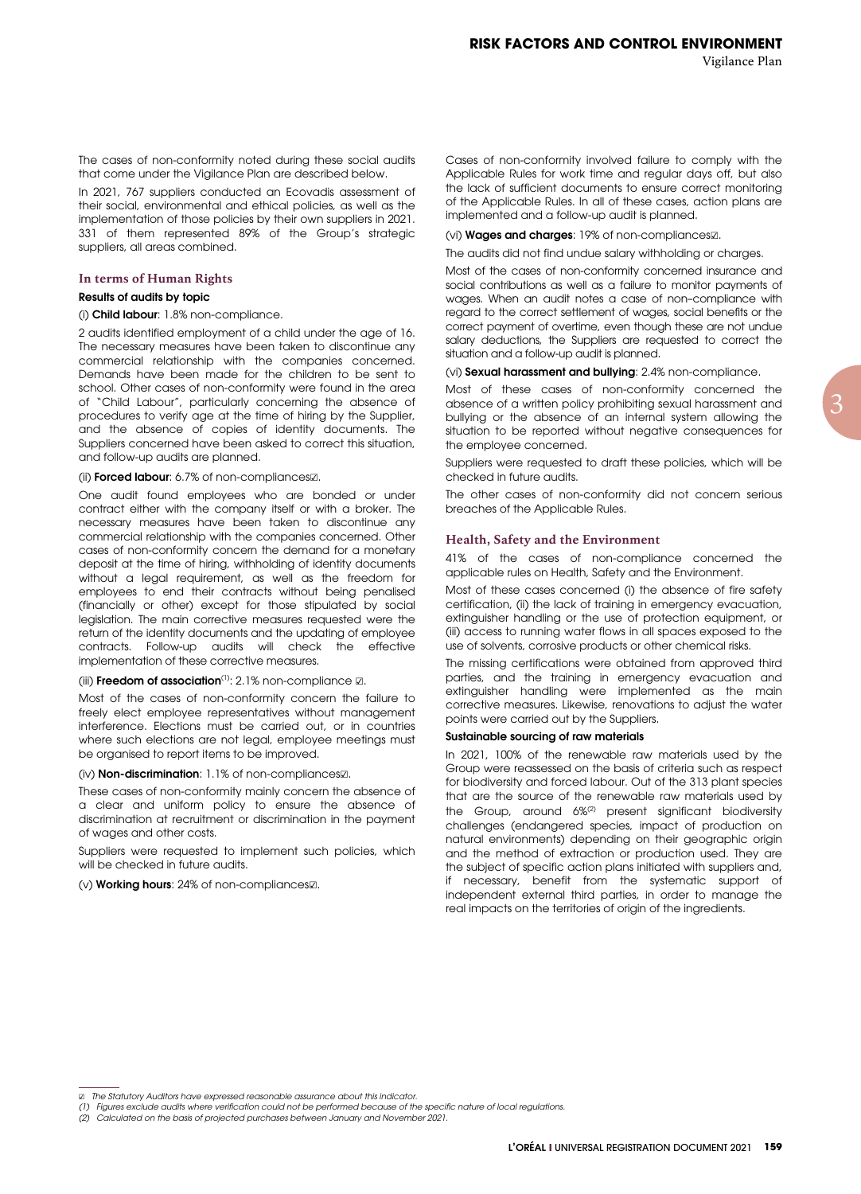The cases of non-conformity noted during these social audits that come under the Vigilance Plan are described below.

In 2021, 767 suppliers conducted an Ecovadis assessment of their social, environmental and ethical policies, as well as the implementation of those policies by their own suppliers in 2021. 331 of them represented 89% of the Group's strategic suppliers, all areas combined.

## In terms of Human Rights

### Results of audits by topic

(i) **Child labour**: 1.8% non-compliance.

2 audits identified employment of a child under the age of 16. The necessary measures have been taken to discontinue any commercial relationship with the companies concerned. Demands have been made for the children to be sent to school. Other cases of non-conformity were found in the area of "Child Labour", particularly concerning the absence of procedures to verify age at the time of hiring by the Supplier, and the absence of copies of identity documents. The Suppliers concerned have been asked to correct this situation, and follow-up audits are planned.

(ii) **Forced labour**: 6.7% of non-compliances☑.

One audit found employees who are bonded or under contract either with the company itself or with a broker. The necessary measures have been taken to discontinue any commercial relationship with the companies concerned. Other cases of non-conformity concern the demand for a monetary deposit at the time of hiring, withholding of identity documents without a legal requirement, as well as the freedom for employees to end their contracts without being penalised (financially or other) except for those stipulated by social legislation. The main corrective measures requested were the return of the identity documents and the updating of employee contracts. Follow-up audits will check the effective implementation of these corrective measures.

(iii) **Freedom of association**(1): 2.1% non-compliance ☑.

Most of the cases of non-conformity concern the failure to freely elect employee representatives without management interference. Elections must be carried out, or in countries where such elections are not legal, employee meetings must be organised to report items to be improved.

(iv) **Non-discrimination**: 1.1% of non-compliances☑.

These cases of non-conformity mainly concern the absence of a clear and uniform policy to ensure the absence of discrimination at recruitment or discrimination in the payment of wages and other costs.

Suppliers were requested to implement such policies, which will be checked in future audits.

(v) **Working hours**: 24% of non-compliances☑.

Cases of non-conformity involved failure to comply with the Applicable Rules for work time and regular days off, but also the lack of sufficient documents to ensure correct monitoring of the Applicable Rules. In all of these cases, action plans are implemented and a follow-up audit is planned.

(vi) **Wages and charges**: 19% of non-compliances☑.

The audits did not find undue salary withholding or charges.

Most of the cases of non-conformity concerned insurance and social contributions as well as a failure to monitor payments of wages. When an audit notes a case of non–compliance with regard to the correct settlement of wages, social benefits or the correct payment of overtime, even though these are not undue salary deductions, the Suppliers are requested to correct the situation and a follow-up audit is planned.

(vi) **Sexual harassment and bullying**: 2.4% non-compliance.

Most of these cases of non-conformity concerned the absence of a written policy prohibiting sexual harassment and bullying or the absence of an internal system allowing the situation to be reported without negative consequences for the employee concerned.

Suppliers were requested to draft these policies, which will be checked in future audits.

The other cases of non-conformity did not concern serious breaches of the Applicable Rules.

## Health, Safety and the Environment

41% of the cases of non-compliance concerned the applicable rules on Health, Safety and the Environment.

Most of these cases concerned (i) the absence of fire safety certification, (ii) the lack of training in emergency evacuation, extinguisher handling or the use of protection equipment, or (iii) access to running water flows in all spaces exposed to the use of solvents, corrosive products or other chemical risks.

The missing certifications were obtained from approved third parties, and the training in emergency evacuation and extinguisher handling were implemented as the main corrective measures. Likewise, renovations to adjust the water points were carried out by the Suppliers.

### Sustainable sourcing of raw materials

In 2021, 100% of the renewable raw materials used by the Group were reassessed on the basis of criteria such as respect for biodiversity and forced labour. Out of the 313 plant species that are the source of the renewable raw materials used by the Group, around 6%(2) present significant biodiversity challenges (endangered species, impact of production on natural environments) depending on their geographic origin and the method of extraction or production used. They are the subject of specific action plans initiated with suppliers and, if necessary, benefit from the systematic support of independent external third parties, in order to manage the real impacts on the territories of origin of the ingredients.

☑ *The Statutory Auditors have expressed reasonable assurance about this indicator.*

*(1) Figures exclude audits where verification could not be performed because of the specific nature of local regulations.*

*(2) Calculated on the basis of projected purchases between January and November 2021.*